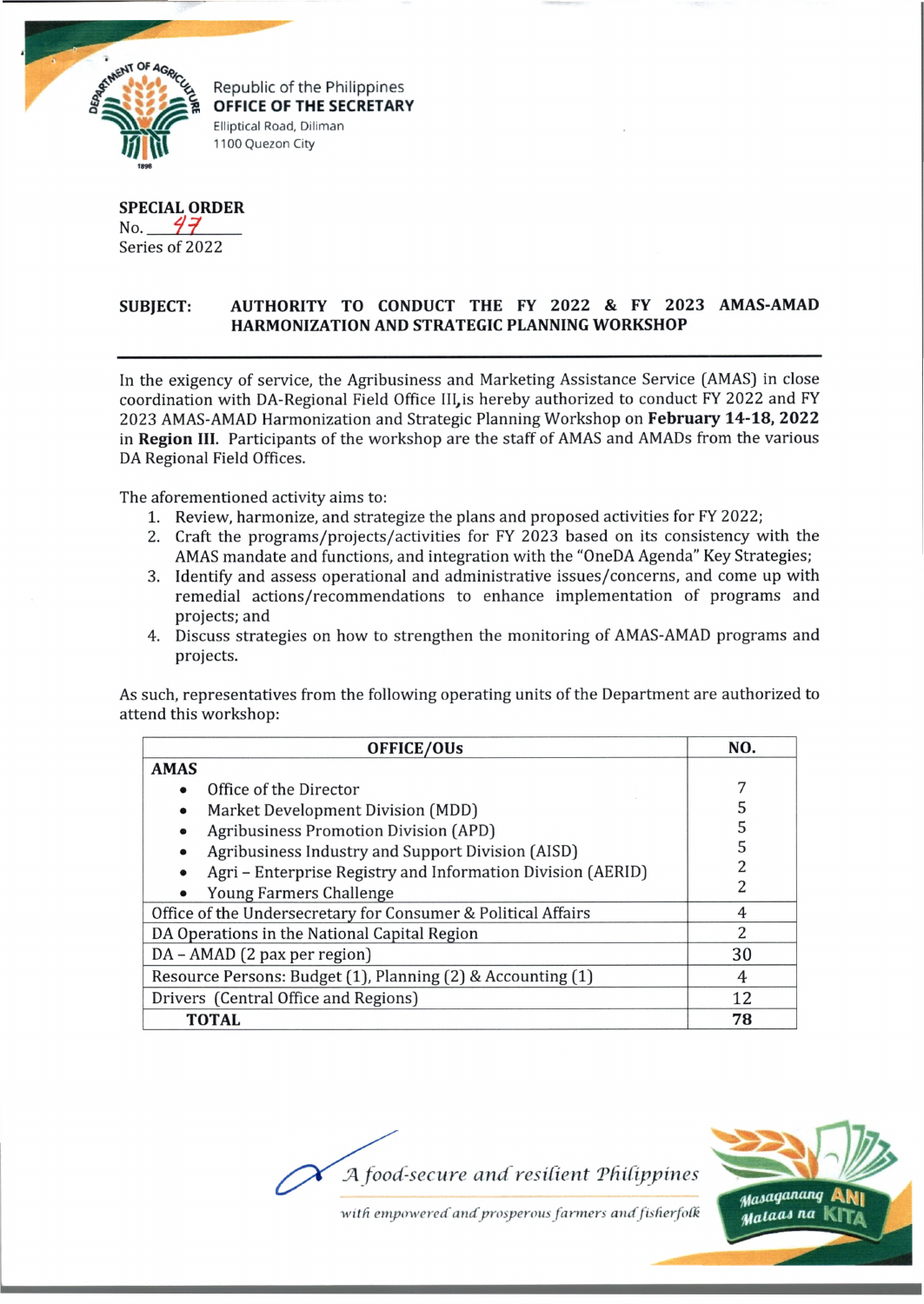Republic of the Philippines
**OFFICE OF THE SECRETARY**
Elliptical Road, Diliman
1100 Quezon City

**SPECIAL ORDER**
No. 47
Series of 2022

**SUBJECT: AUTHORITY TO CONDUCT THE FY 2022 & FY 2023 AMAS-AMAD HARMONIZATION AND STRATEGIC PLANNING WORKSHOP**

---

In the exigency of service, the Agribusiness and Marketing Assistance Service (AMAS) in close coordination with DA-Regional Field Office III, is hereby authorized to conduct FY 2022 and FY 2023 AMAS-AMAD Harmonization and Strategic Planning Workshop on **February 14-18, 2022** in **Region III.** Participants of the workshop are the staff of AMAS and AMADs from the various DA Regional Field Offices.

The aforementioned activity aims to:

1. Review, harmonize, and strategize the plans and proposed activities for FY 2022;
2. Craft the programs/projects/activities for FY 2023 based on its consistency with the AMAS mandate and functions, and integration with the "OneDA Agenda" Key Strategies;
3. Identify and assess operational and administrative issues/concerns, and come up with remedial actions/recommendations to enhance implementation of programs and projects; and
4. Discuss strategies on how to strengthen the monitoring of AMAS-AMAD programs and projects.

As such, representatives from the following operating units of the Department are authorized to attend this workshop:

| OFFICE/OUs | NO. |
|---|---|
| **AMAS** | |
| • Office of the Director | 7 |
| • Market Development Division (MDD) | 5 |
| • Agribusiness Promotion Division (APD) | 5 |
| • Agribusiness Industry and Support Division (AISD) | 5 |
| • Agri – Enterprise Registry and Information Division (AERID) | 2 |
| • Young Farmers Challenge | 2 |
| Office of the Undersecretary for Consumer & Political Affairs | 4 |
| DA Operations in the National Capital Region | 2 |
| DA – AMAD (2 pax per region) | 30 |
| Resource Persons: Budget (1), Planning (2) & Accounting (1) | 4 |
| Drivers (Central Office and Regions) | 12 |
| **TOTAL** | **78** |

*A food-secure and resilient Philippines*
*with empowered and prosperous farmers and fisherfolk*

Masaganang ANI Mataas na KITA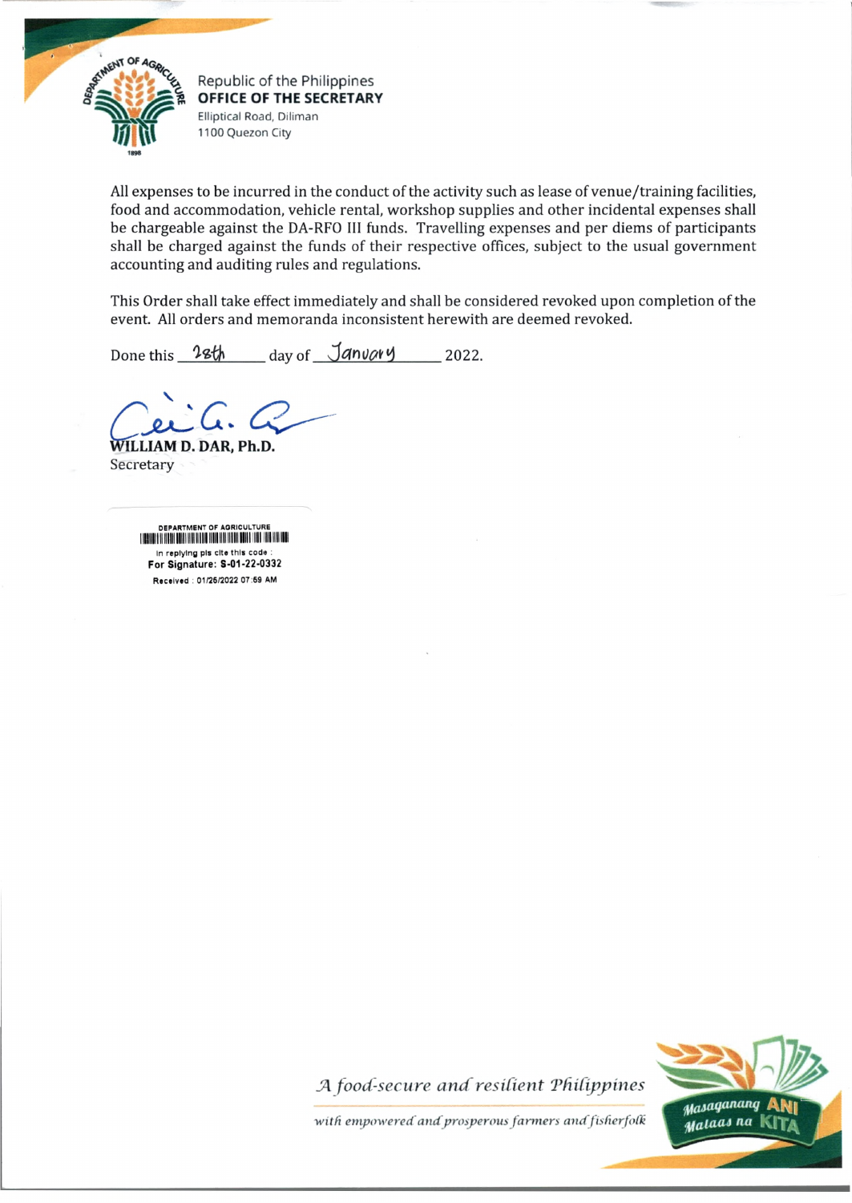Republic of the Philippines
**OFFICE OF THE SECRETARY**
Elliptical Road, Diliman
1100 Quezon City

All expenses to be incurred in the conduct of the activity such as lease of venue/training facilities, food and accommodation, vehicle rental, workshop supplies and other incidental expenses shall be chargeable against the DA-RFO III funds. Travelling expenses and per diems of participants shall be charged against the funds of their respective offices, subject to the usual government accounting and auditing rules and regulations.

This Order shall take effect immediately and shall be considered revoked upon completion of the event. All orders and memoranda inconsistent herewith are deemed revoked.

Done this 28th day of January 2022.

**WILLIAM D. DAR, Ph.D.**
Secretary

DEPARTMENT OF AGRICULTURE
In replying pls cite this code :
**For Signature: S-01-22-0332**
Received : 01/26/2022 07:59 AM

*A food-secure and resilient Philippines*
*with empowered and prosperous farmers and fisherfolk*

Masaganang ANI Mataas na KITA